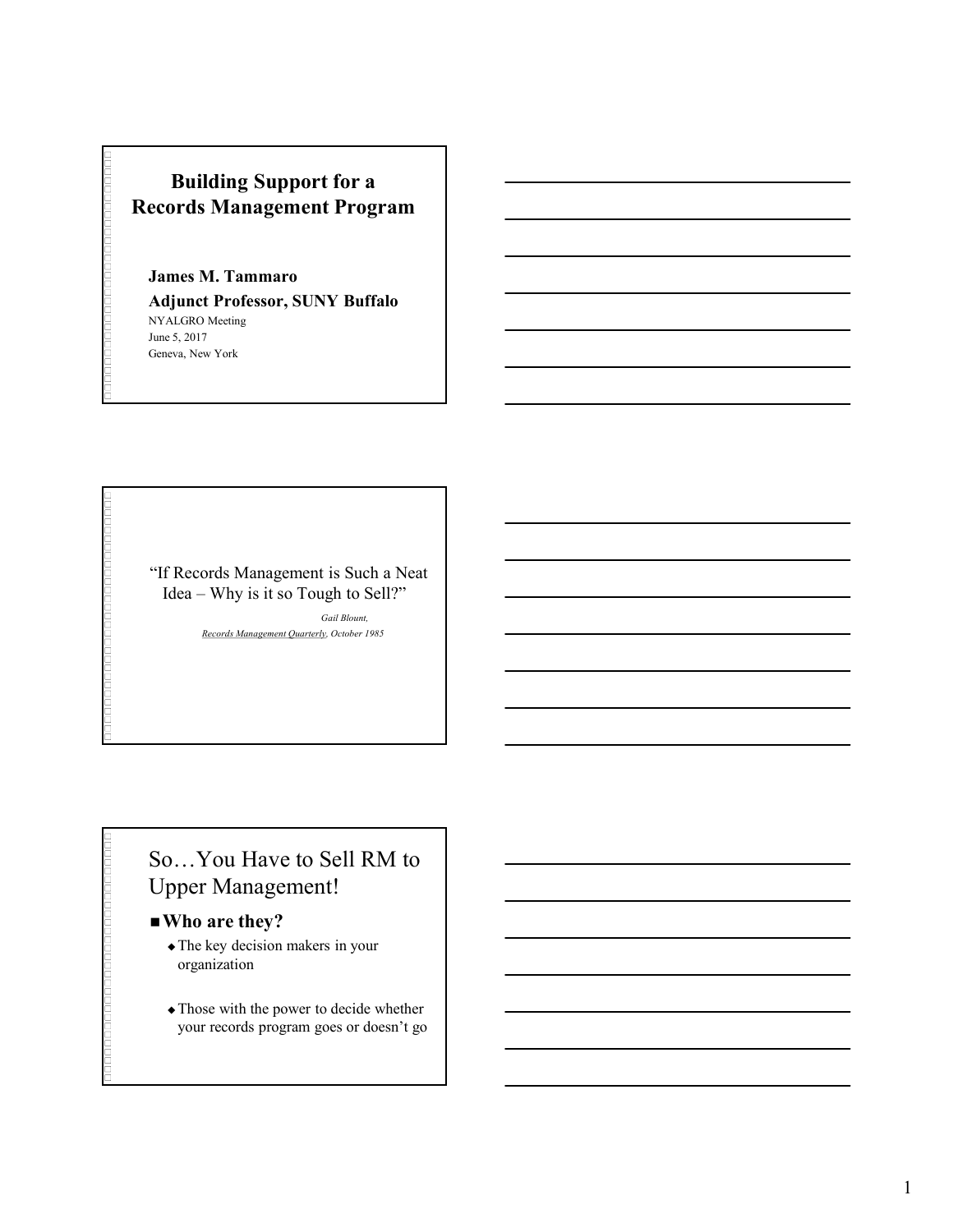# Building Support for a Records Management Program

**James M. Tammaro**

**Adjunct Professor, SUNY Buffalo**

NYALGRO Meeting
June 5, 2017
Geneva, New York

---

"If Records Management is Such a Neat Idea – Why is it so Tough to Sell?"

*Gail Blount,*
*Records Management Quarterly, October 1985*

---

## So…You Have to Sell RM to Upper Management!

- **Who are they?**
  - The key decision makers in your organization
  - Those with the power to decide whether your records program goes or doesn't go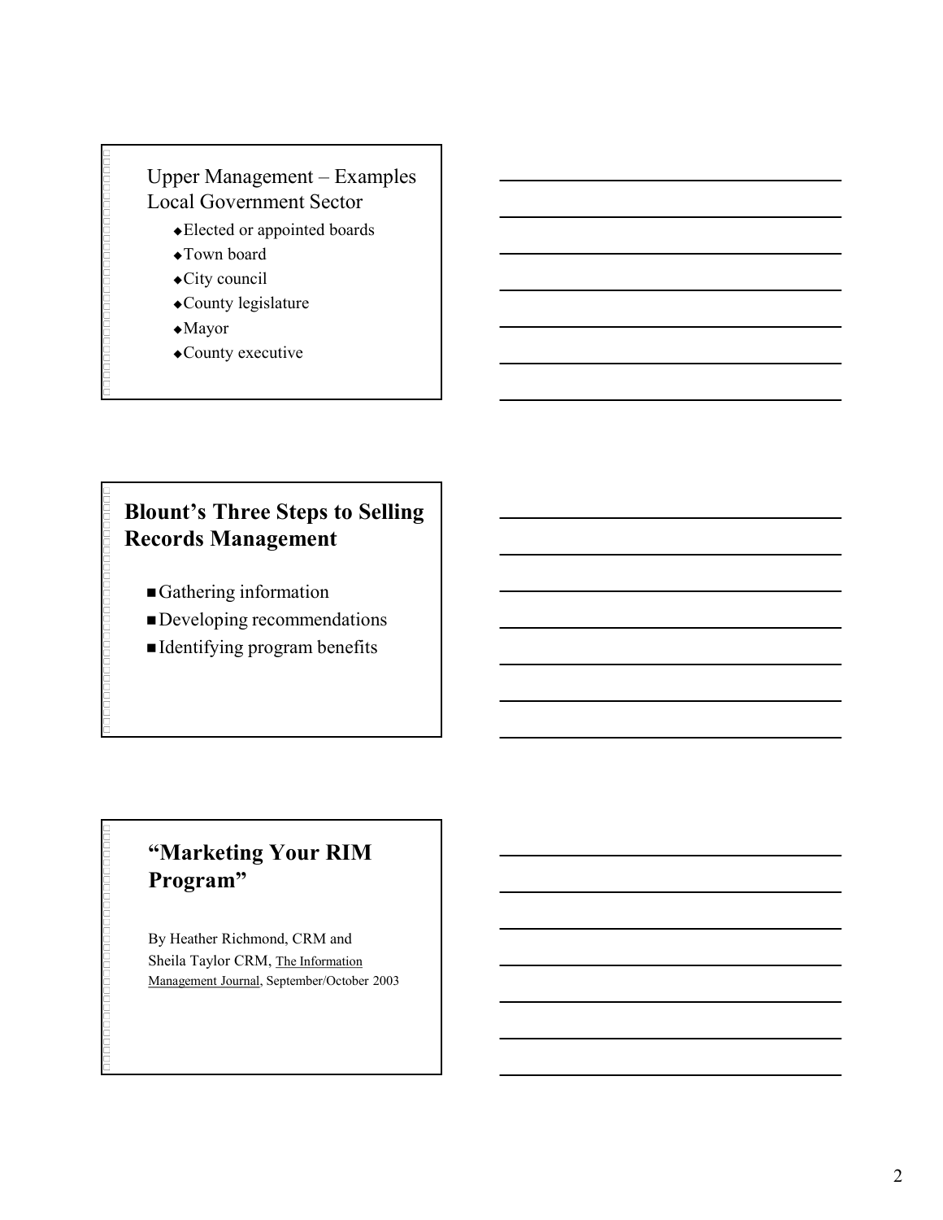## Upper Management – Examples Local Government Sector

- Elected or appointed boards
- Town board
- City council
- County legislature
- Mayor
- County executive

## Blount's Three Steps to Selling Records Management

- Gathering information
- Developing recommendations
- Identifying program benefits

## "Marketing Your RIM Program"

By Heather Richmond, CRM and Sheila Taylor CRM, The Information Management Journal, September/October 2003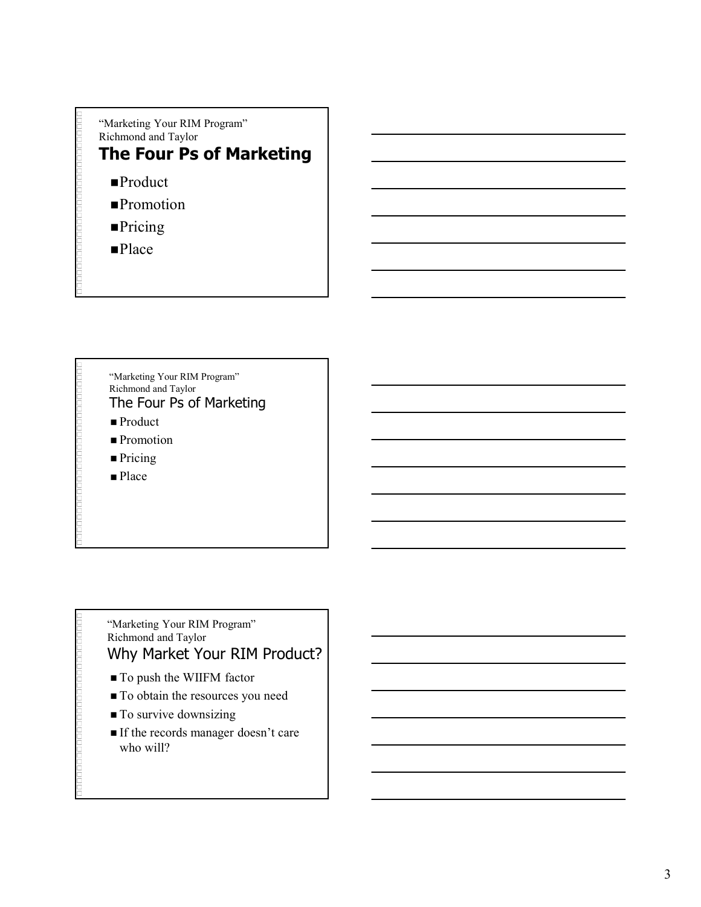"Marketing Your RIM Program"
Richmond and Taylor

## The Four Ps of Marketing

- Product
- Promotion
- Pricing
- Place

"Marketing Your RIM Program"
Richmond and Taylor

## The Four Ps of Marketing

- Product
- Promotion
- Pricing
- Place

"Marketing Your RIM Program"
Richmond and Taylor

## Why Market Your RIM Product?

- To push the WIIFM factor
- To obtain the resources you need
- To survive downsizing
- If the records manager doesn't care who will?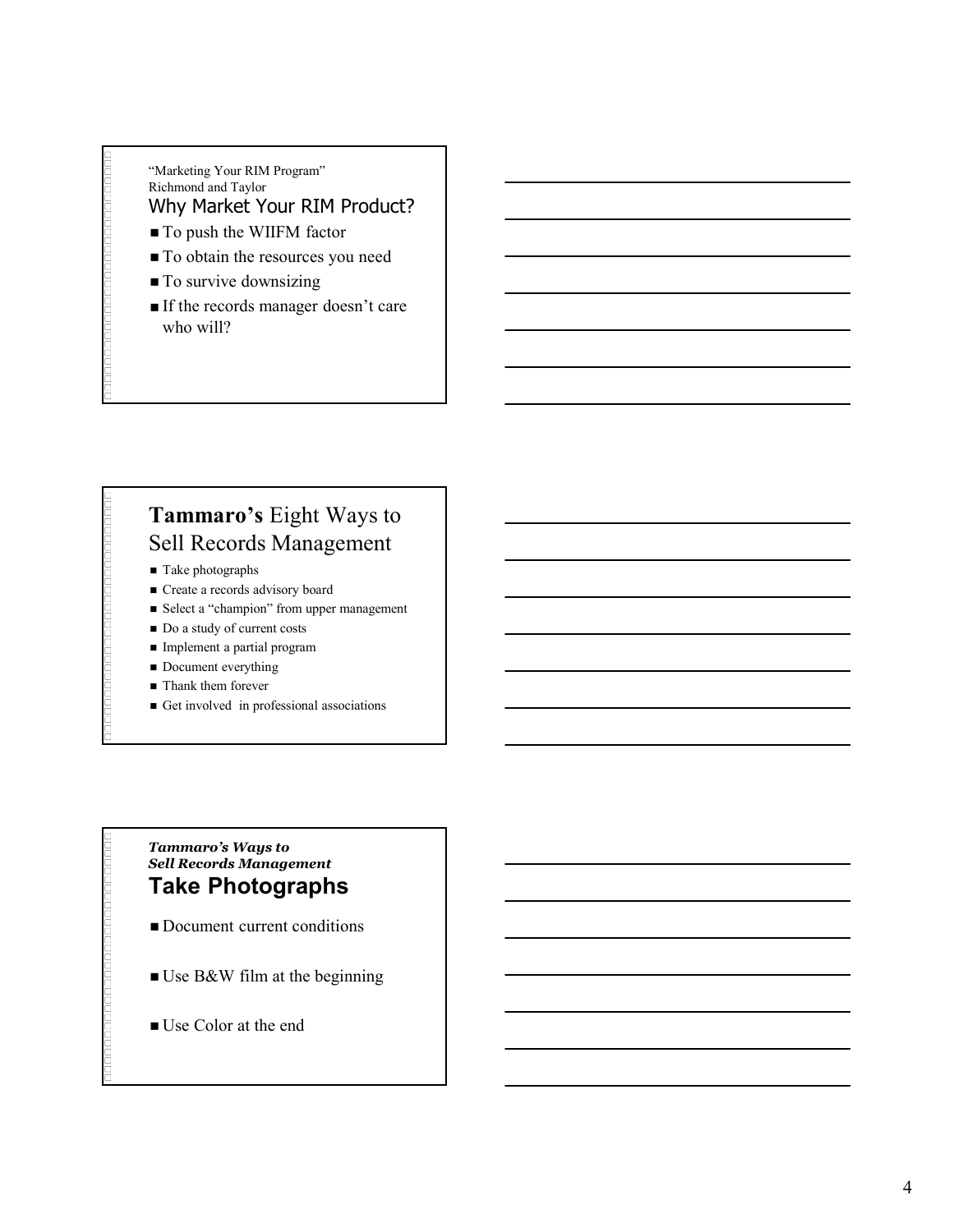"Marketing Your RIM Program"
Richmond and Taylor

## Why Market Your RIM Product?

- To push the WIIFM factor
- To obtain the resources you need
- To survive downsizing
- If the records manager doesn't care who will?

## **Tammaro's** Eight Ways to Sell Records Management

- Take photographs
- Create a records advisory board
- Select a "champion" from upper management
- Do a study of current costs
- Implement a partial program
- Document everything
- Thank them forever
- Get involved in professional associations

***Tammaro's Ways to Sell Records Management***

## **Take Photographs**

- Document current conditions
- Use B&W film at the beginning
- Use Color at the end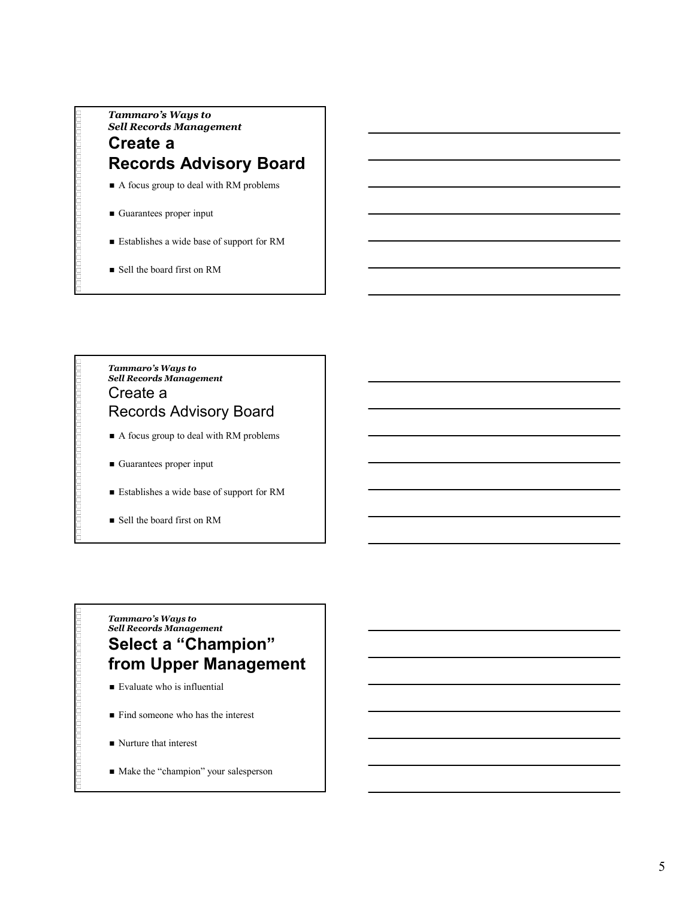*Tammaro's Ways to Sell Records Management*

## Create a Records Advisory Board

- A focus group to deal with RM problems
- Guarantees proper input
- Establishes a wide base of support for RM
- Sell the board first on RM

*Tammaro's Ways to Sell Records Management*

## Create a Records Advisory Board

- A focus group to deal with RM problems
- Guarantees proper input
- Establishes a wide base of support for RM
- Sell the board first on RM

*Tammaro's Ways to Sell Records Management*

## Select a "Champion" from Upper Management

- Evaluate who is influential
- Find someone who has the interest
- Nurture that interest
- Make the "champion" your salesperson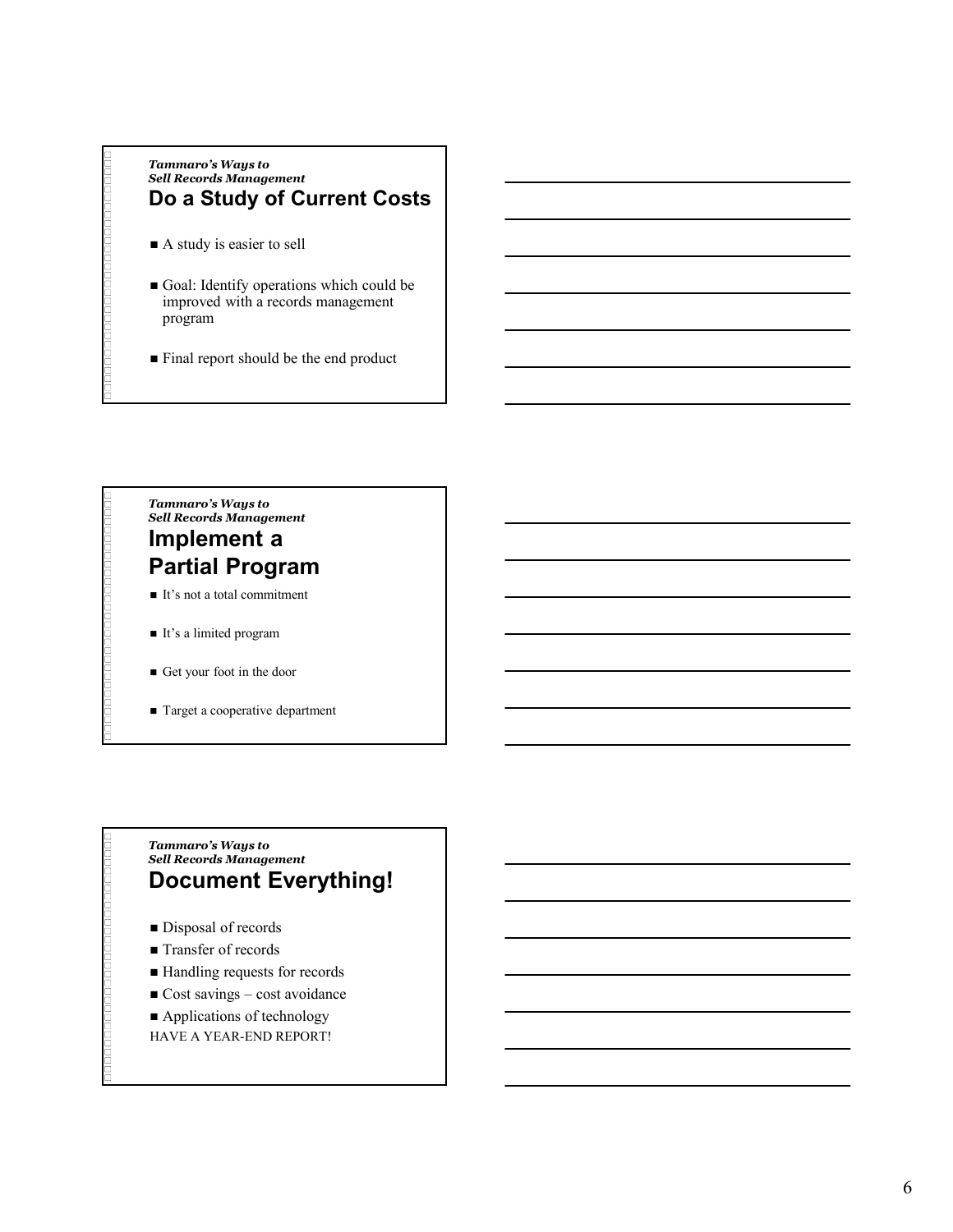*Tammaro's Ways to Sell Records Management*

## Do a Study of Current Costs

- A study is easier to sell
- Goal: Identify operations which could be improved with a records management program
- Final report should be the end product

*Tammaro's Ways to Sell Records Management*

## Implement a Partial Program

- It's not a total commitment
- It's a limited program
- Get your foot in the door
- Target a cooperative department

*Tammaro's Ways to Sell Records Management*

## Document Everything!

- Disposal of records
- Transfer of records
- Handling requests for records
- Cost savings – cost avoidance
- Applications of technology

HAVE A YEAR-END REPORT!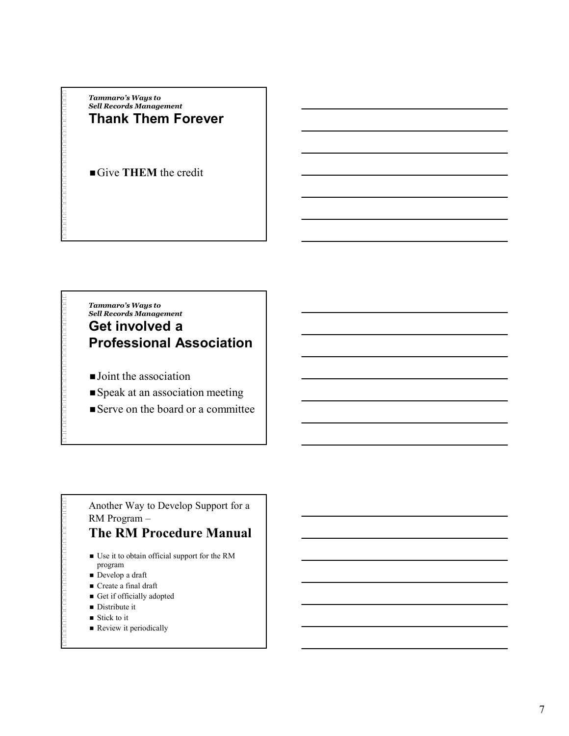*Tammaro's Ways to Sell Records Management*

## Thank Them Forever

- Give **THEM** the credit

*Tammaro's Ways to Sell Records Management*

## Get involved a Professional Association

- Joint the association
- Speak at an association meeting
- Serve on the board or a committee

Another Way to Develop Support for a RM Program –

## The RM Procedure Manual

- Use it to obtain official support for the RM program
- Develop a draft
- Create a final draft
- Get if officially adopted
- Distribute it
- Stick to it
- Review it periodically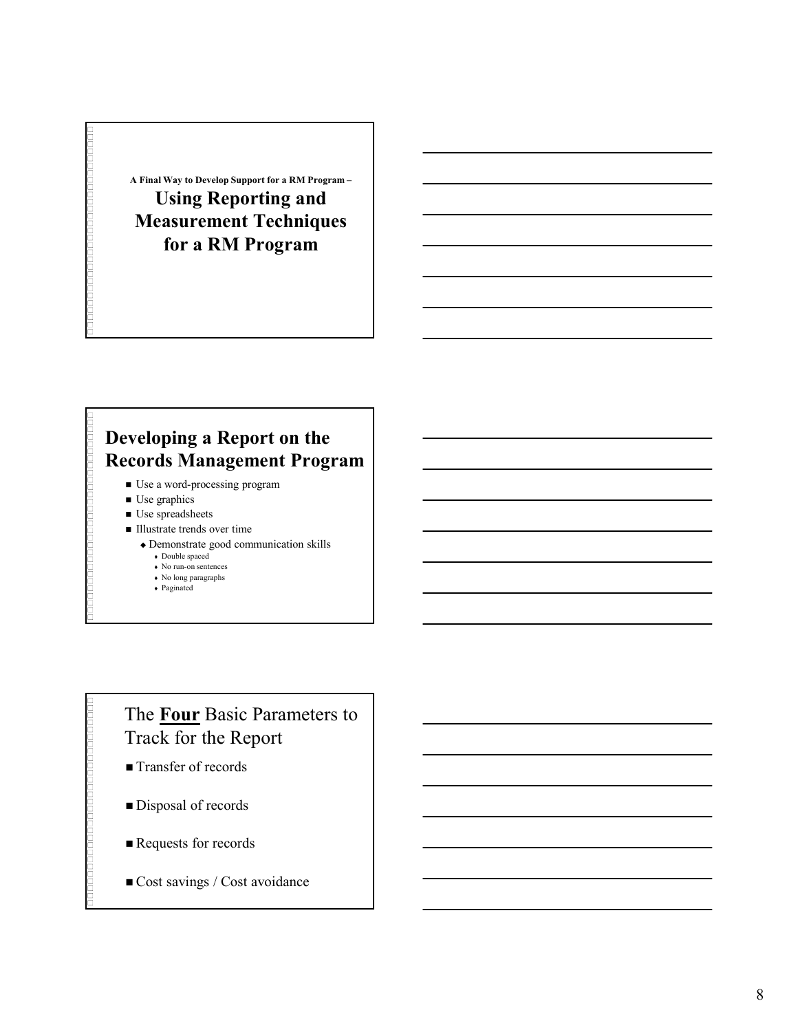A Final Way to Develop Support for a RM Program –

## Using Reporting and Measurement Techniques for a RM Program

## Developing a Report on the Records Management Program

- Use a word-processing program
- Use graphics
- Use spreadsheets
- Illustrate trends over time
  - Demonstrate good communication skills
    - Double spaced
    - No run-on sentences
    - No long paragraphs
    - Paginated

## The **Four** Basic Parameters to Track for the Report

- Transfer of records
- Disposal of records
- Requests for records
- Cost savings / Cost avoidance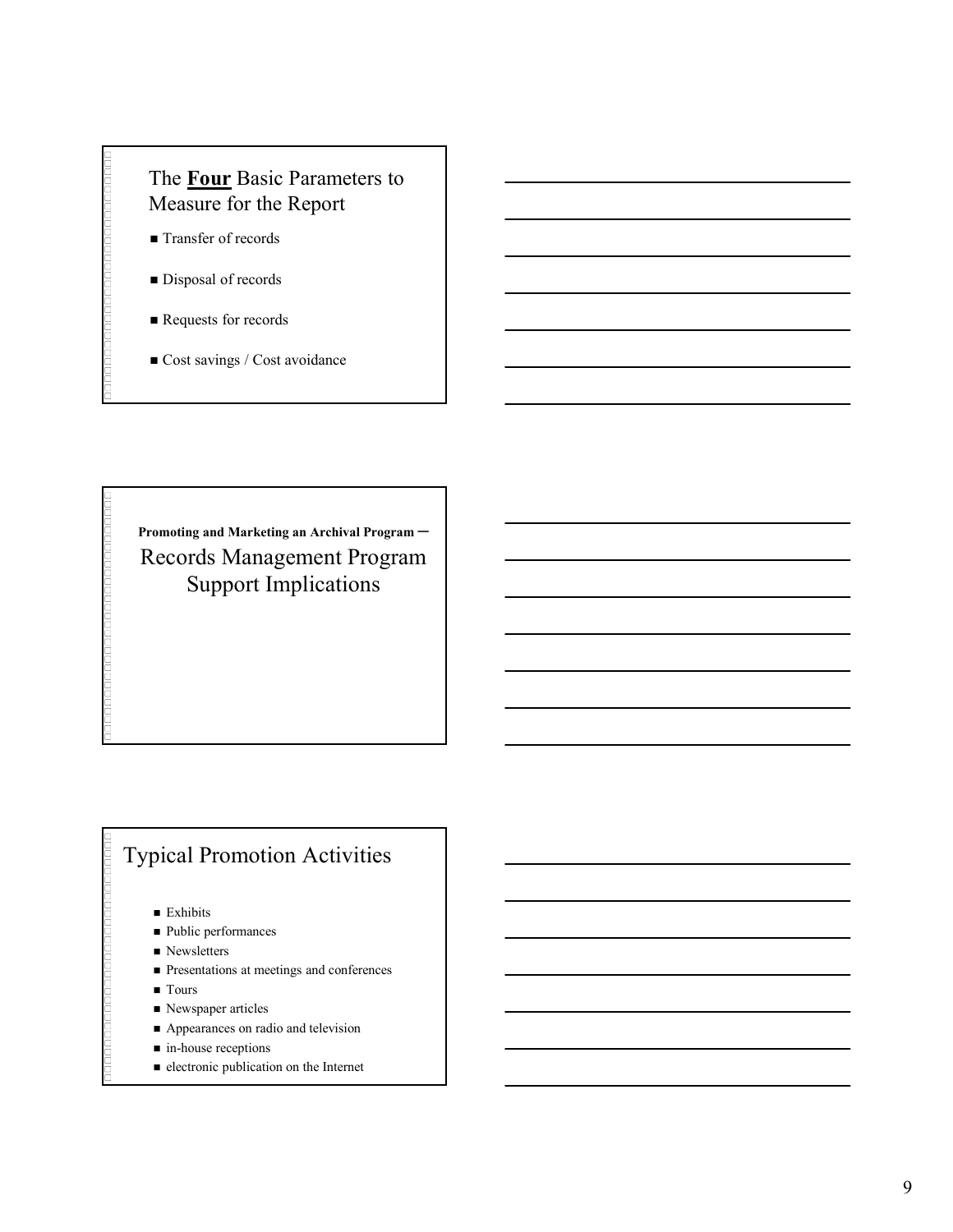## The **Four** Basic Parameters to Measure for the Report

- Transfer of records
- Disposal of records
- Requests for records
- Cost savings / Cost avoidance

**Promoting and Marketing an Archival Program –**

## Records Management Program Support Implications

## Typical Promotion Activities

- Exhibits
- Public performances
- Newsletters
- Presentations at meetings and conferences
- Tours
- Newspaper articles
- Appearances on radio and television
- in-house receptions
- electronic publication on the Internet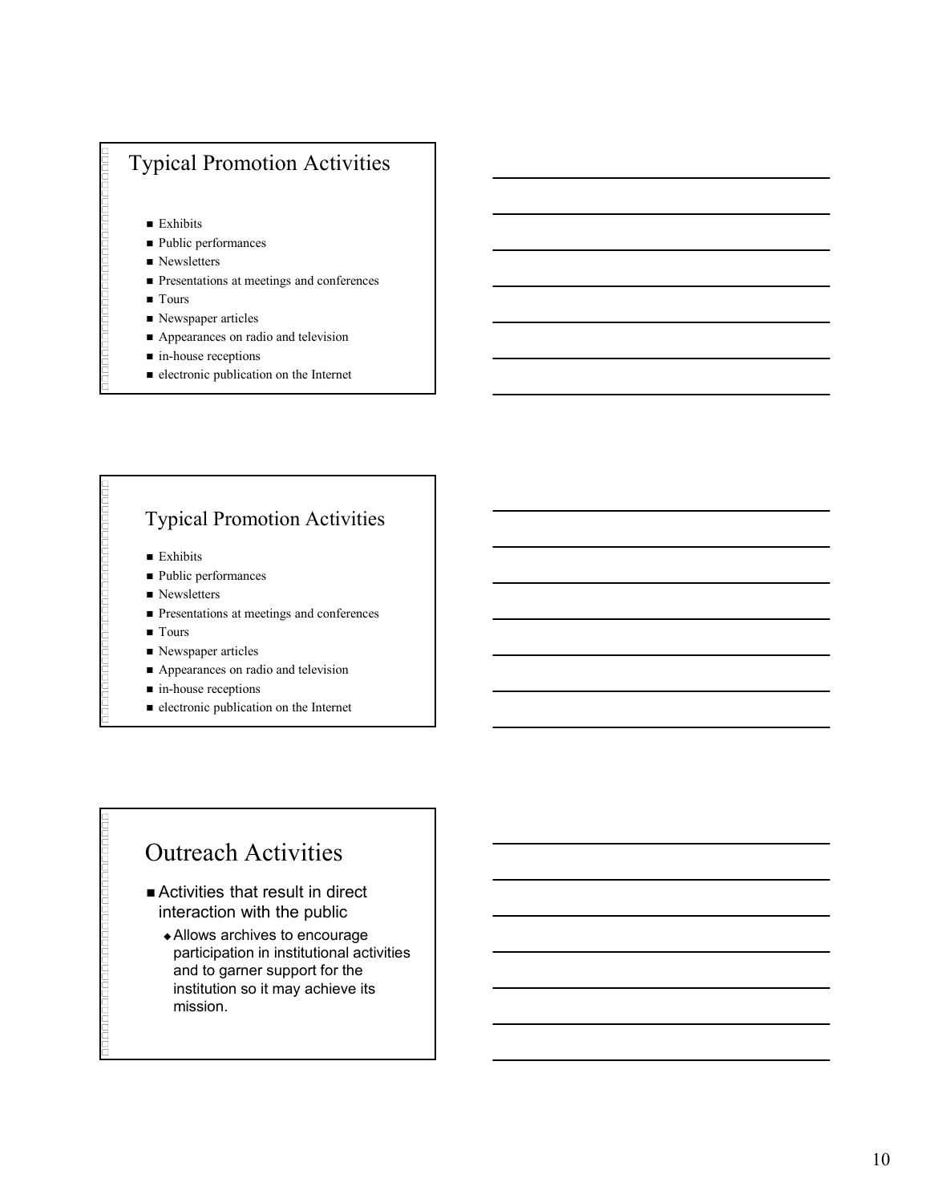## Typical Promotion Activities

- Exhibits
- Public performances
- Newsletters
- Presentations at meetings and conferences
- Tours
- Newspaper articles
- Appearances on radio and television
- in-house receptions
- electronic publication on the Internet

## Typical Promotion Activities

- Exhibits
- Public performances
- Newsletters
- Presentations at meetings and conferences
- Tours
- Newspaper articles
- Appearances on radio and television
- in-house receptions
- electronic publication on the Internet

## Outreach Activities

- Activities that result in direct interaction with the public
  - Allows archives to encourage participation in institutional activities and to garner support for the institution so it may achieve its mission.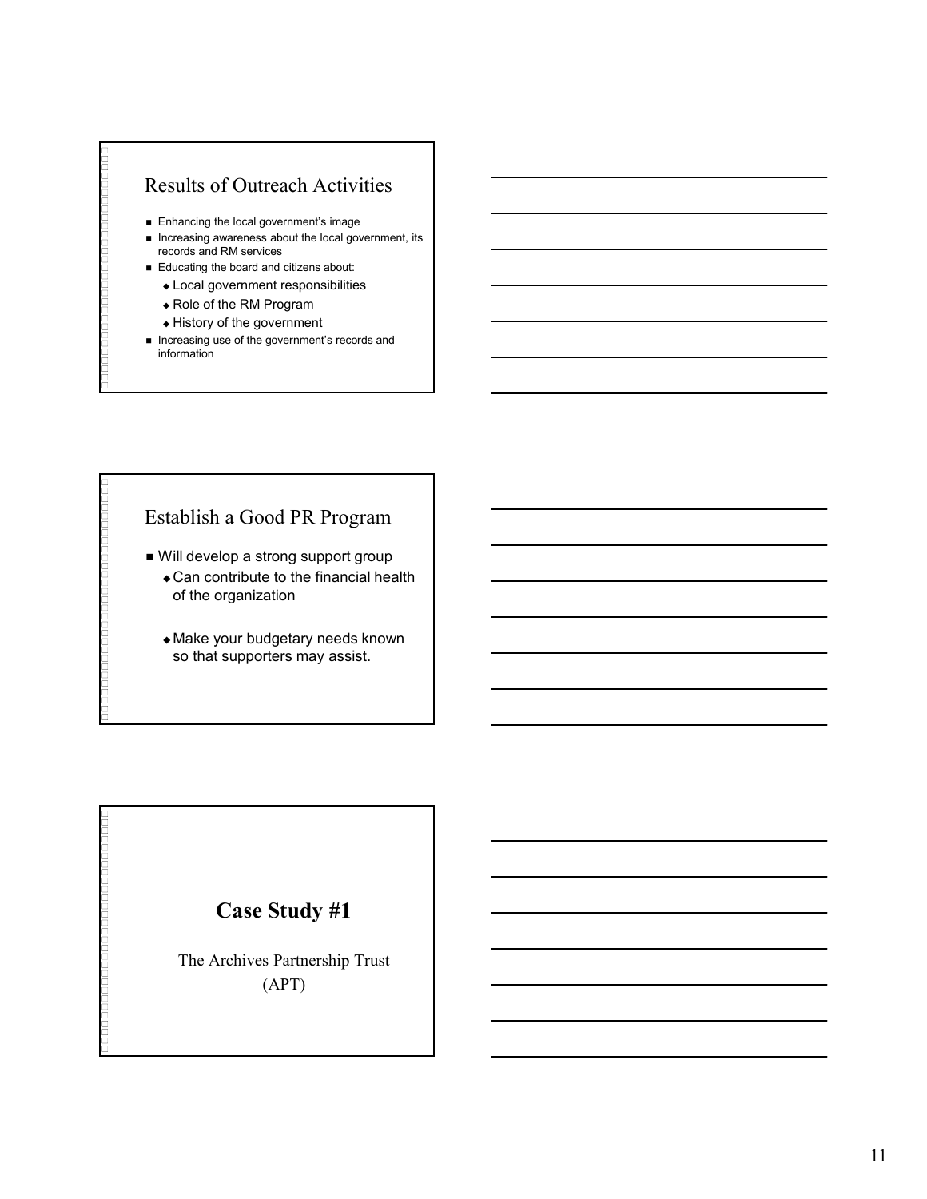## Results of Outreach Activities

- Enhancing the local government's image
- Increasing awareness about the local government, its records and RM services
- Educating the board and citizens about:
  - Local government responsibilities
  - Role of the RM Program
  - History of the government
- Increasing use of the government's records and information

## Establish a Good PR Program

- Will develop a strong support group
  - Can contribute to the financial health of the organization
  - Make your budgetary needs known so that supporters may assist.

## **Case Study #1**

The Archives Partnership Trust (APT)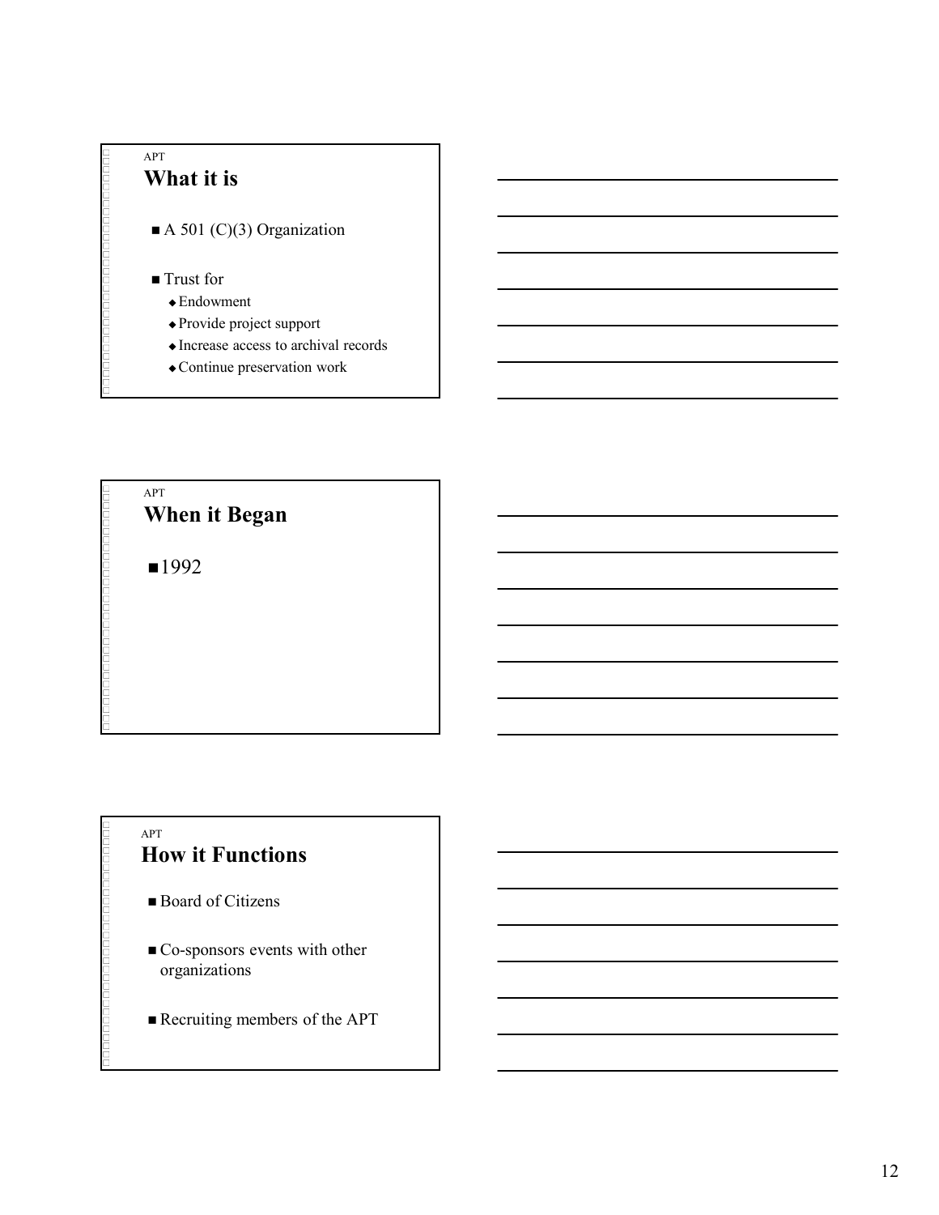APT

## What it is

- A 501 (C)(3) Organization
- Trust for
  - Endowment
  - Provide project support
  - Increase access to archival records
  - Continue preservation work

APT

## When it Began

- 1992

APT

## How it Functions

- Board of Citizens
- Co-sponsors events with other organizations
- Recruiting members of the APT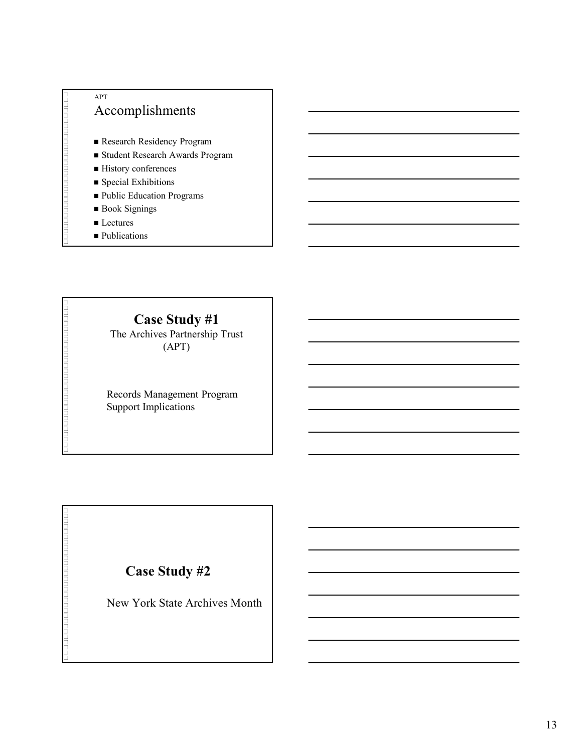APT

## Accomplishments

- Research Residency Program
- Student Research Awards Program
- History conferences
- Special Exhibitions
- Public Education Programs
- Book Signings
- Lectures
- Publications

## Case Study #1

The Archives Partnership Trust (APT)

Records Management Program Support Implications

## Case Study #2

New York State Archives Month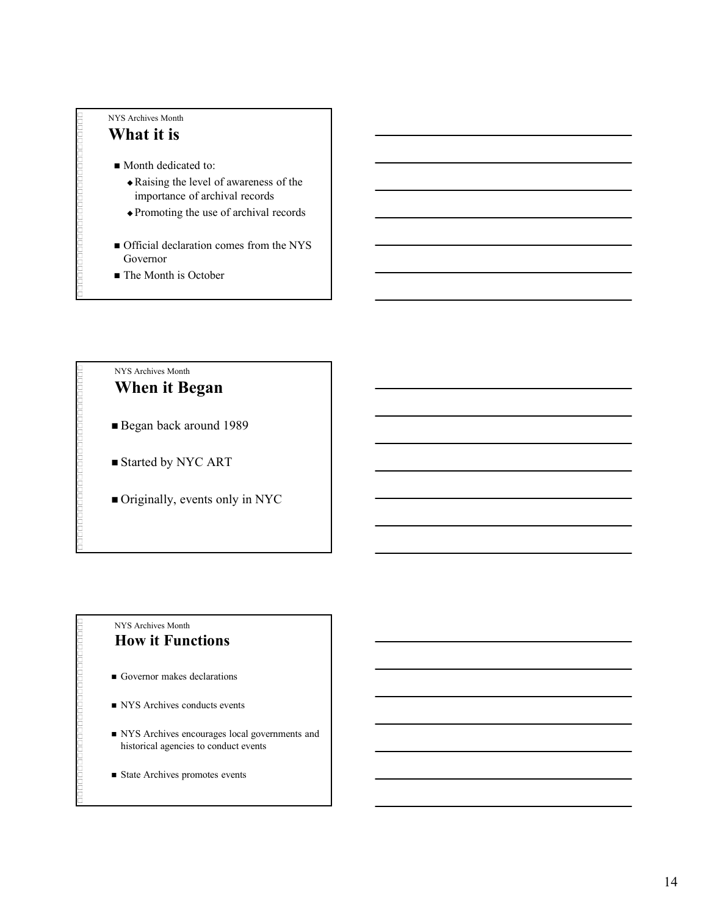NYS Archives Month

## What it is

- Month dedicated to:
  - Raising the level of awareness of the importance of archival records
  - Promoting the use of archival records
- Official declaration comes from the NYS Governor
- The Month is October

NYS Archives Month

## When it Began

- Began back around 1989
- Started by NYC ART
- Originally, events only in NYC

NYS Archives Month

## How it Functions

- Governor makes declarations
- NYS Archives conducts events
- NYS Archives encourages local governments and historical agencies to conduct events
- State Archives promotes events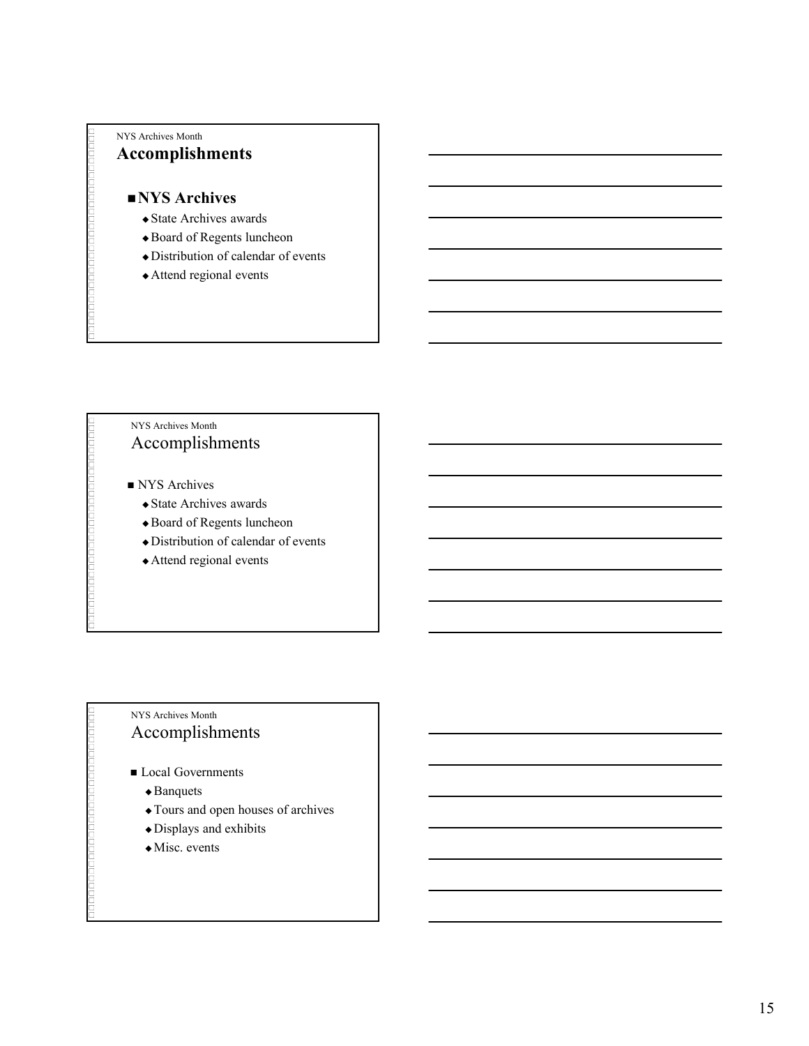NYS Archives Month

## Accomplishments

- **NYS Archives**
  - State Archives awards
  - Board of Regents luncheon
  - Distribution of calendar of events
  - Attend regional events

NYS Archives Month

## Accomplishments

- NYS Archives
  - State Archives awards
  - Board of Regents luncheon
  - Distribution of calendar of events
  - Attend regional events

NYS Archives Month

## Accomplishments

- Local Governments
  - Banquets
  - Tours and open houses of archives
  - Displays and exhibits
  - Misc. events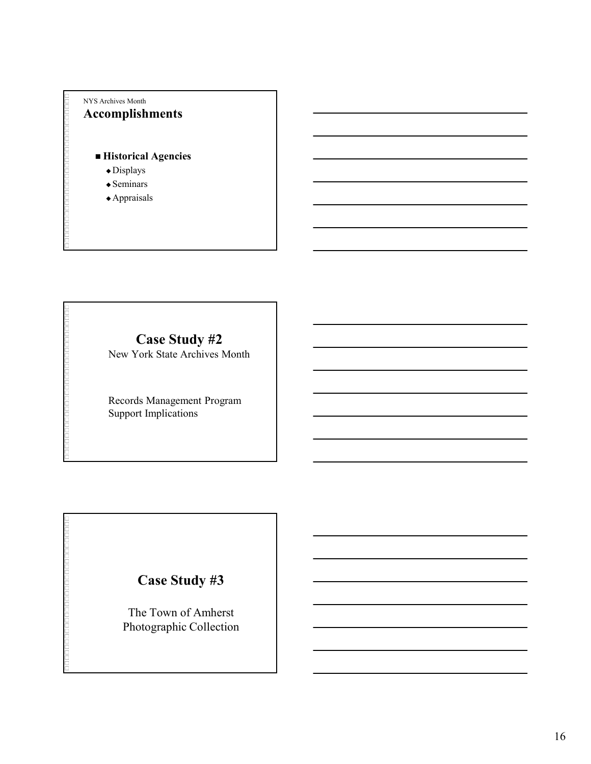NYS Archives Month

## Accomplishments

- **Historical Agencies**
  - Displays
  - Seminars
  - Appraisals

## Case Study #2

New York State Archives Month

Records Management Program Support Implications

## Case Study #3

The Town of Amherst Photographic Collection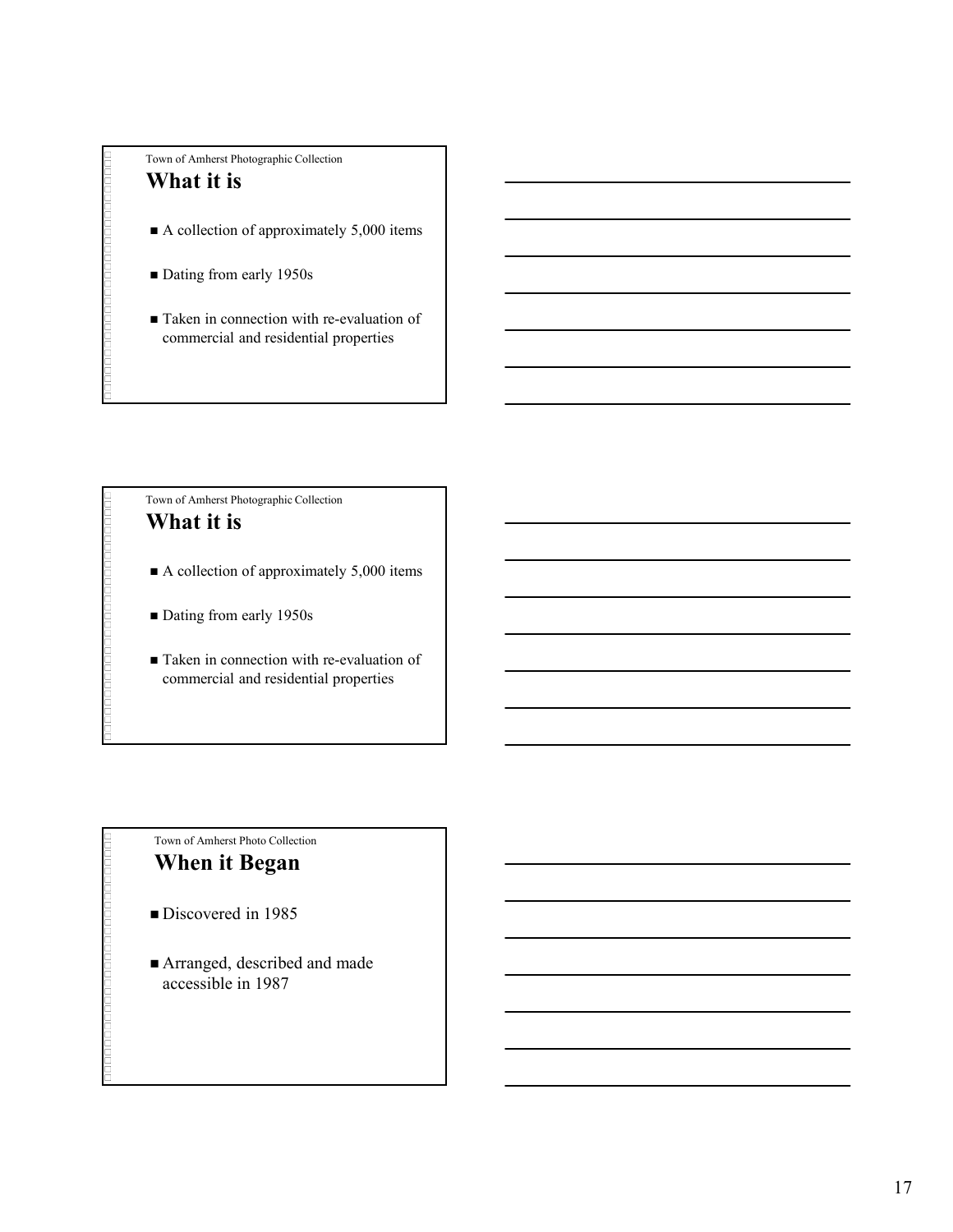Town of Amherst Photographic Collection

## What it is

- A collection of approximately 5,000 items
- Dating from early 1950s
- Taken in connection with re-evaluation of commercial and residential properties

Town of Amherst Photographic Collection

## What it is

- A collection of approximately 5,000 items
- Dating from early 1950s
- Taken in connection with re-evaluation of commercial and residential properties

Town of Amherst Photo Collection

## When it Began

- Discovered in 1985
- Arranged, described and made accessible in 1987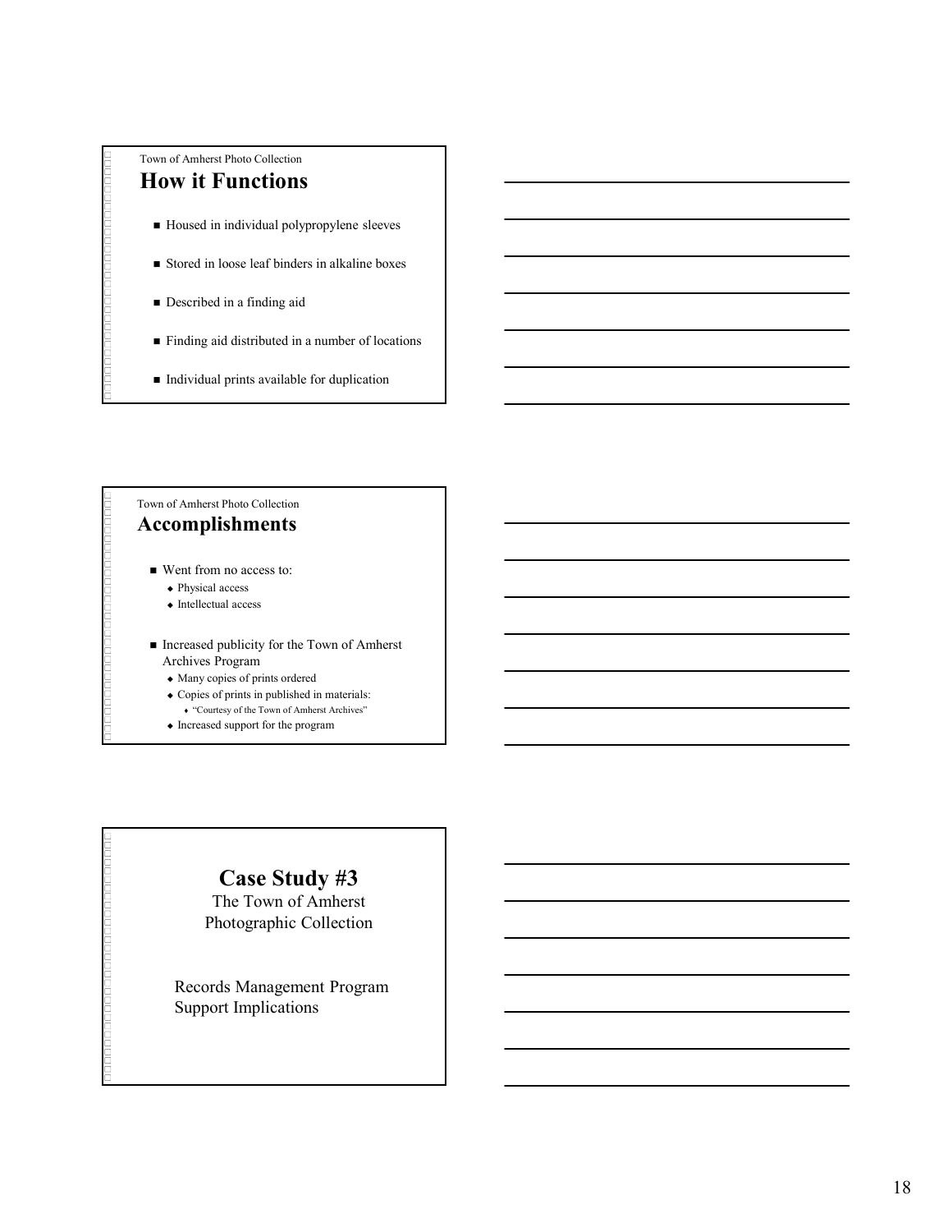Town of Amherst Photo Collection

## How it Functions

- Housed in individual polypropylene sleeves
- Stored in loose leaf binders in alkaline boxes
- Described in a finding aid
- Finding aid distributed in a number of locations
- Individual prints available for duplication

Town of Amherst Photo Collection

## Accomplishments

- Went from no access to:
  - Physical access
  - Intellectual access
- Increased publicity for the Town of Amherst Archives Program
  - Many copies of prints ordered
  - Copies of prints in published in materials:
    - "Courtesy of the Town of Amherst Archives"
  - Increased support for the program

## Case Study #3

The Town of Amherst Photographic Collection

Records Management Program Support Implications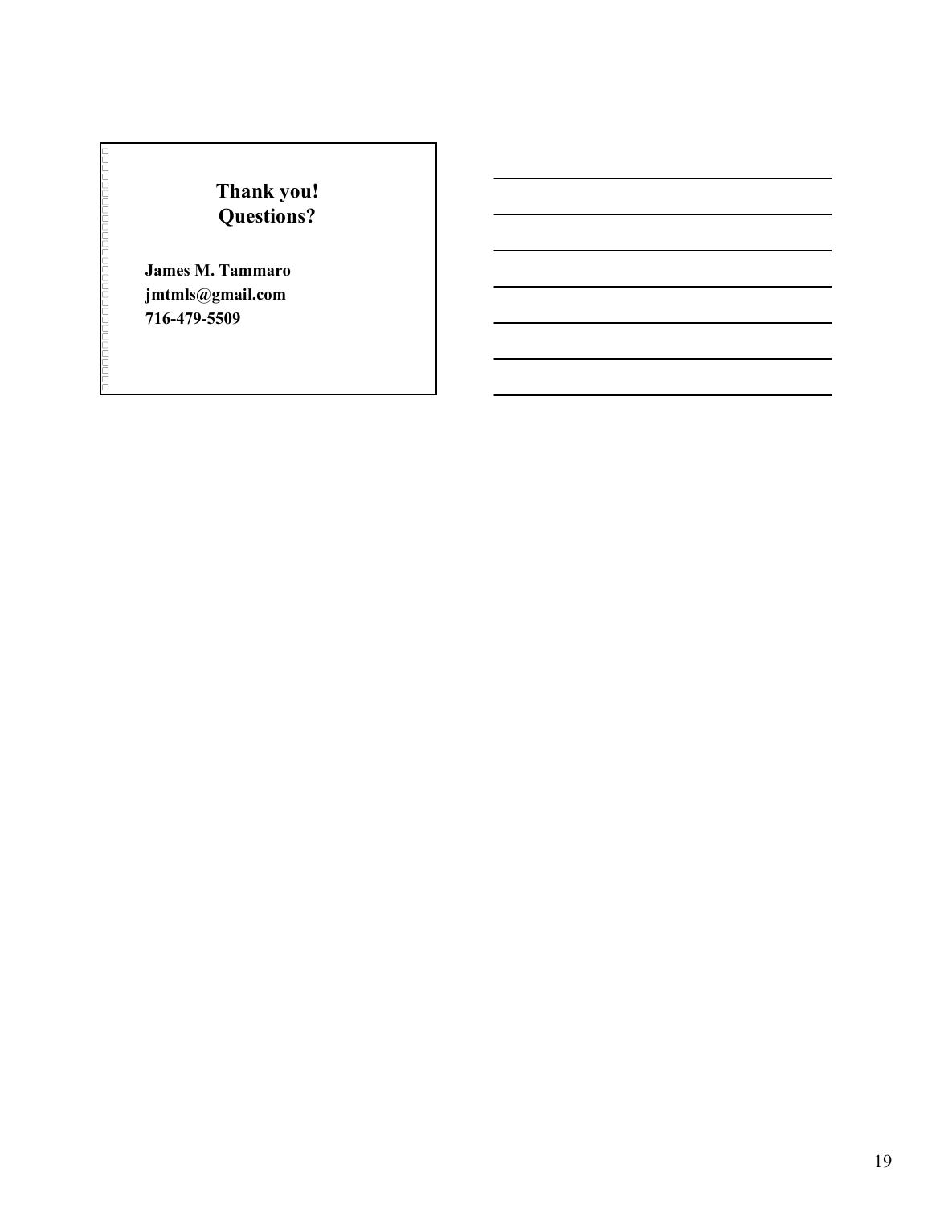**Thank you!**
**Questions?**

**James M. Tammaro**
**jmtmls@gmail.com**
**716-479-5509**